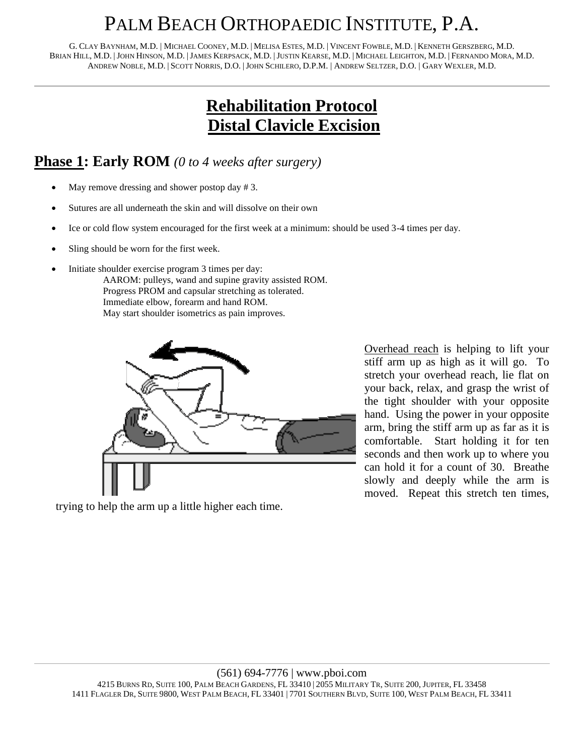# PALM BEACH ORTHOPAEDIC INSTITUTE, P.A.

G. CLAY BAYNHAM, M.D. | MICHAEL COONEY, M.D. | MELISA ESTES, M.D. | VINCENT FOWBLE, M.D. | KENNETH GERSZBERG, M.D.
BRIAN HILL, M.D. | JOHN HINSON, M.D. | JAMES KERPSACK, M.D. | JUSTIN KEARSE, M.D. | MICHAEL LEIGHTON, M.D. | FERNANDO MORA, M.D.
ANDREW NOBLE, M.D. | SCOTT NORRIS, D.O. | JOHN SCHILERO, D.P.M. | ANDREW SELTZER, D.O. | GARY WEXLER, M.D.

---

## Rehabilitation Protocol
## Distal Clavicle Excision

### Phase 1: Early ROM *(0 to 4 weeks after surgery)*

- May remove dressing and shower postop day # 3.
- Sutures are all underneath the skin and will dissolve on their own
- Ice or cold flow system encouraged for the first week at a minimum: should be used 3-4 times per day.
- Sling should be worn for the first week.
- Initiate shoulder exercise program 3 times per day:
  - AAROM: pulleys, wand and supine gravity assisted ROM.
  - Progress PROM and capsular stretching as tolerated.
  - Immediate elbow, forearm and hand ROM.
  - May start shoulder isometrics as pain improves.

Overhead reach is helping to lift your stiff arm up as high as it will go. To stretch your overhead reach, lie flat on your back, relax, and grasp the wrist of the tight shoulder with your opposite hand. Using the power in your opposite arm, bring the stiff arm up as far as it is comfortable. Start holding it for ten seconds and then work up to where you can hold it for a count of 30. Breathe slowly and deeply while the arm is moved. Repeat this stretch ten times, trying to help the arm up a little higher each time.

(561) 694-7776 | www.pboi.com
4215 BURNS RD, SUITE 100, PALM BEACH GARDENS, FL 33410 | 2055 MILITARY TR, SUITE 200, JUPITER, FL 33458
1411 FLAGLER DR, SUITE 9800, WEST PALM BEACH, FL 33401 | 7701 SOUTHERN BLVD, SUITE 100, WEST PALM BEACH, FL 33411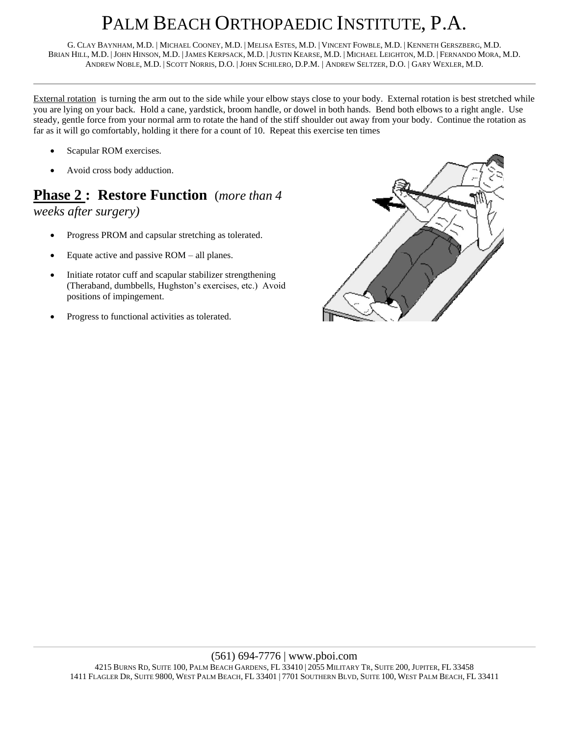External rotation is turning the arm out to the side while your elbow stays close to your body. External rotation is best stretched while you are lying on your back. Hold a cane, yardstick, broom handle, or dowel in both hands. Bend both elbows to a right angle. Use steady, gentle force from your normal arm to rotate the hand of the stiff shoulder out away from your body. Continue the rotation as far as it will go comfortably, holding it there for a count of 10. Repeat this exercise ten times

- Scapular ROM exercises.
- Avoid cross body adduction.

## **Phase 2 : Restore Function** (*more than 4 weeks after surgery)*

- Progress PROM and capsular stretching as tolerated.
- Equate active and passive ROM – all planes.
- Initiate rotator cuff and scapular stabilizer strengthening (Theraband, dumbbells, Hughston's exercises, etc.) Avoid positions of impingement.
- Progress to functional activities as tolerated.